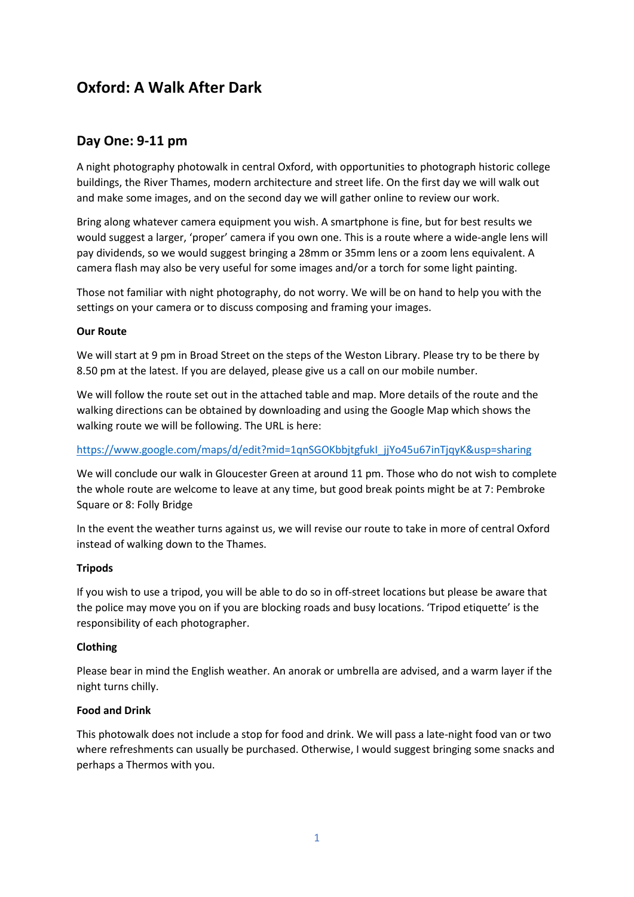# Oxford: A Walk After Dark

## Day One: 9-11 pm

A night photography photowalk in central Oxford, with opportunities to photograph historic college buildings, the River Thames, modern architecture and street life. On the first day we will walk out and make some images, and on the second day we will gather online to review our work.

Bring along whatever camera equipment you wish. A smartphone is fine, but for best results we would suggest a larger, 'proper' camera if you own one. This is a route where a wide-angle lens will pay dividends, so we would suggest bringing a 28mm or 35mm lens or a zoom lens equivalent. A camera flash may also be very useful for some images and/or a torch for some light painting.

Those not familiar with night photography, do not worry. We will be on hand to help you with the settings on your camera or to discuss composing and framing your images.

**Our Route**

We will start at 9 pm in Broad Street on the steps of the Weston Library. Please try to be there by 8.50 pm at the latest. If you are delayed, please give us a call on our mobile number.

We will follow the route set out in the attached table and map. More details of the route and the walking directions can be obtained by downloading and using the Google Map which shows the walking route we will be following. The URL is here:

[https://www.google.com/maps/d/edit?mid=1qnSGOKbbjtgfukI_jjYo45u67inTjqyK&usp=sharing](https://www.google.com/maps/d/edit?mid=1qnSGOKbbjtgfukI_jjYo45u67inTjqyK&usp=sharing)

We will conclude our walk in Gloucester Green at around 11 pm. Those who do not wish to complete the whole route are welcome to leave at any time, but good break points might be at 7: Pembroke Square or 8: Folly Bridge

In the event the weather turns against us, we will revise our route to take in more of central Oxford instead of walking down to the Thames.

**Tripods**

If you wish to use a tripod, you will be able to do so in off-street locations but please be aware that the police may move you on if you are blocking roads and busy locations. 'Tripod etiquette' is the responsibility of each photographer.

**Clothing**

Please bear in mind the English weather. An anorak or umbrella are advised, and a warm layer if the night turns chilly.

**Food and Drink**

This photowalk does not include a stop for food and drink. We will pass a late-night food van or two where refreshments can usually be purchased. Otherwise, I would suggest bringing some snacks and perhaps a Thermos with you.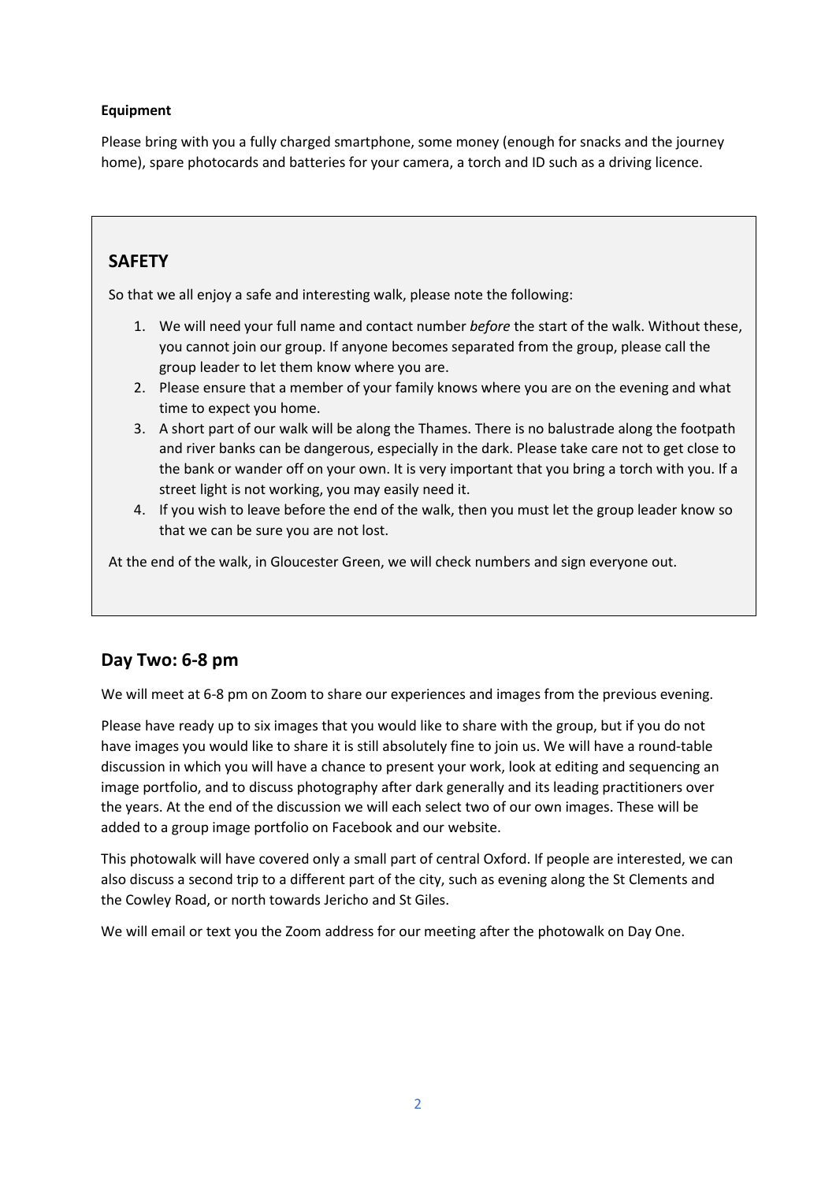**Equipment**

Please bring with you a fully charged smartphone, some money (enough for snacks and the journey home), spare photocards and batteries for your camera, a torch and ID such as a driving licence.

## SAFETY

So that we all enjoy a safe and interesting walk, please note the following:

1. We will need your full name and contact number *before* the start of the walk. Without these, you cannot join our group. If anyone becomes separated from the group, please call the group leader to let them know where you are.
2. Please ensure that a member of your family knows where you are on the evening and what time to expect you home.
3. A short part of our walk will be along the Thames. There is no balustrade along the footpath and river banks can be dangerous, especially in the dark. Please take care not to get close to the bank or wander off on your own. It is very important that you bring a torch with you. If a street light is not working, you may easily need it.
4. If you wish to leave before the end of the walk, then you must let the group leader know so that we can be sure you are not lost.

At the end of the walk, in Gloucester Green, we will check numbers and sign everyone out.

## Day Two: 6-8 pm

We will meet at 6-8 pm on Zoom to share our experiences and images from the previous evening.

Please have ready up to six images that you would like to share with the group, but if you do not have images you would like to share it is still absolutely fine to join us. We will have a round-table discussion in which you will have a chance to present your work, look at editing and sequencing an image portfolio, and to discuss photography after dark generally and its leading practitioners over the years. At the end of the discussion we will each select two of our own images. These will be added to a group image portfolio on Facebook and our website.

This photowalk will have covered only a small part of central Oxford. If people are interested, we can also discuss a second trip to a different part of the city, such as evening along the St Clements and the Cowley Road, or north towards Jericho and St Giles.

We will email or text you the Zoom address for our meeting after the photowalk on Day One.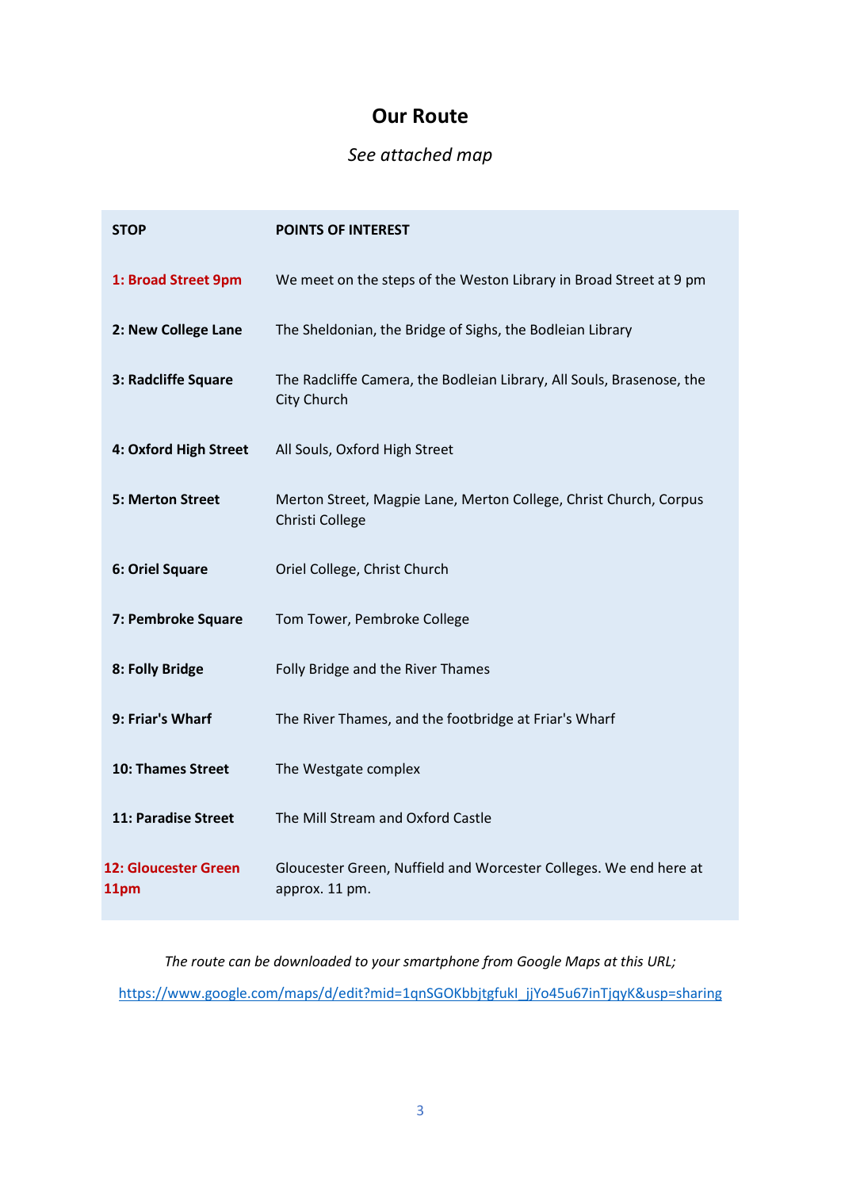## Our Route

*See attached map*

| STOP | POINTS OF INTEREST |
|---|---|
| **1: Broad Street 9pm** | We meet on the steps of the Weston Library in Broad Street at 9 pm |
| **2: New College Lane** | The Sheldonian, the Bridge of Sighs, the Bodleian Library |
| **3: Radcliffe Square** | The Radcliffe Camera, the Bodleian Library, All Souls, Brasenose, the City Church |
| **4: Oxford High Street** | All Souls, Oxford High Street |
| **5: Merton Street** | Merton Street, Magpie Lane, Merton College, Christ Church, Corpus Christi College |
| **6: Oriel Square** | Oriel College, Christ Church |
| **7: Pembroke Square** | Tom Tower, Pembroke College |
| **8: Folly Bridge** | Folly Bridge and the River Thames |
| **9: Friar's Wharf** | The River Thames, and the footbridge at Friar's Wharf |
| **10: Thames Street** | The Westgate complex |
| **11: Paradise Street** | The Mill Stream and Oxford Castle |
| **12: Gloucester Green 11pm** | Gloucester Green, Nuffield and Worcester Colleges. We end here at approx. 11 pm. |

*The route can be downloaded to your smartphone from Google Maps at this URL;*

https://www.google.com/maps/d/edit?mid=1qnSGOKbbjtgfukI_jjYo45u67inTjqyK&usp=sharing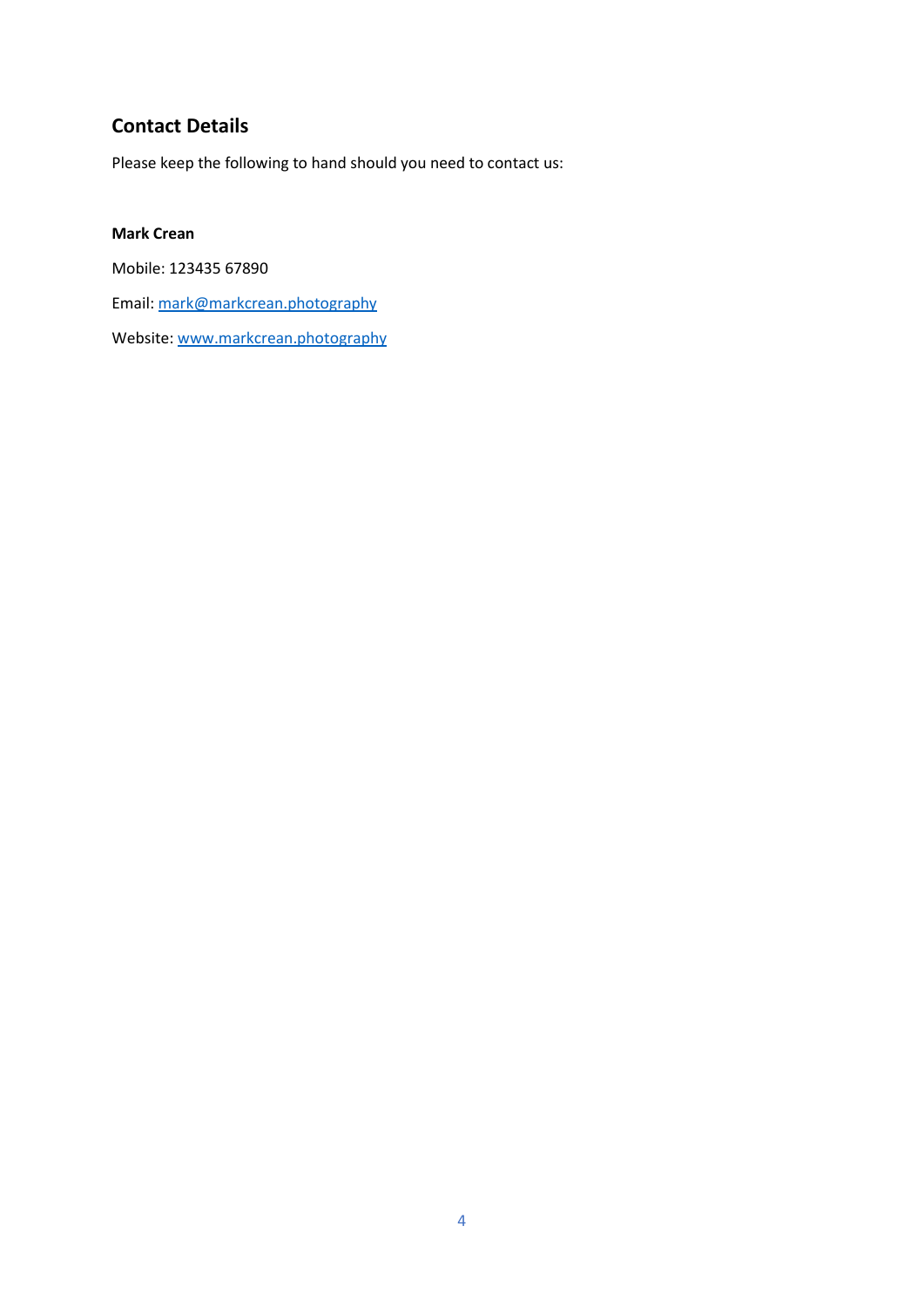## Contact Details

Please keep the following to hand should you need to contact us:

**Mark Crean**

Mobile: 123435 67890

Email: mark@markcrean.photography

Website: www.markcrean.photography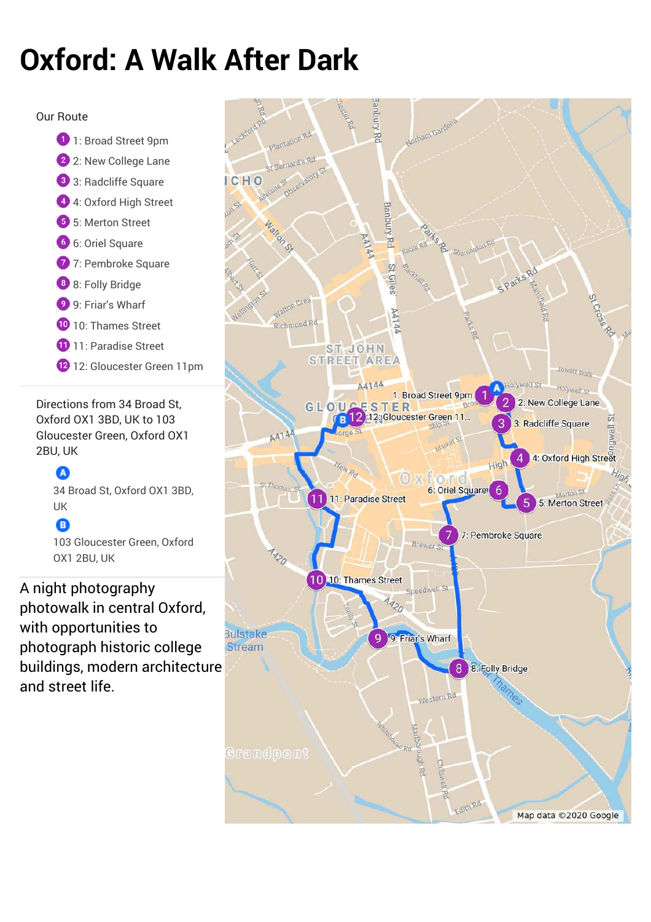# Oxford: A Walk After Dark

Our Route

1. 1: Broad Street 9pm
2. 2: New College Lane
3. 3: Radcliffe Square
4. 4: Oxford High Street
5. 5: Merton Street
6. 6: Oriel Square
7. 7: Pembroke Square
8. 8: Folly Bridge
9. 9: Friar's Wharf
10. 10: Thames Street
11. 11: Paradise Street
12. 12: Gloucester Green 11pm

Directions from 34 Broad St, Oxford OX1 3BD, UK to 103 Gloucester Green, Oxford OX1 2BU, UK

A
34 Broad St, Oxford OX1 3BD, UK

B
103 Gloucester Green, Oxford OX1 2BU, UK

A night photography photowalk in central Oxford, with opportunities to photograph historic college buildings, modern architecture and street life.

Map data ©2020 Google